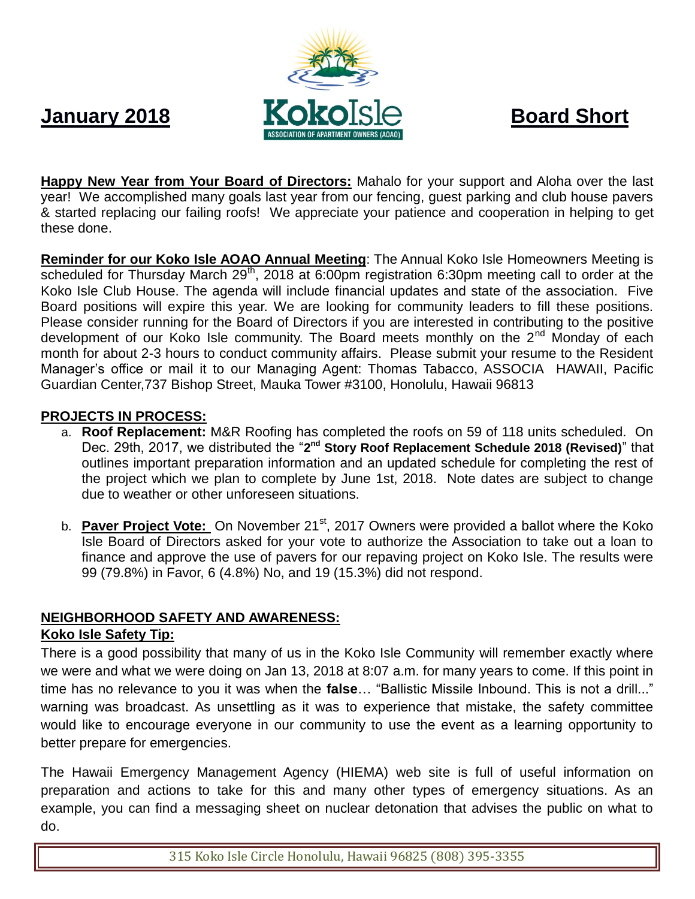**January 2018** Koko Isle ASSOCIATION OF APARTMENT OWNERS (AOAO) **Board Short**

**Happy New Year from Your Board of Directors:** Mahalo for your support and Aloha over the last year! We accomplished many goals last year from our fencing, guest parking and club house pavers & started replacing our failing roofs! We appreciate your patience and cooperation in helping to get these done.

**Reminder for our Koko Isle AOAO Annual Meeting**: The Annual Koko Isle Homeowners Meeting is scheduled for Thursday March 29th, 2018 at 6:00pm registration 6:30pm meeting call to order at the Koko Isle Club House. The agenda will include financial updates and state of the association. Five Board positions will expire this year. We are looking for community leaders to fill these positions. Please consider running for the Board of Directors if you are interested in contributing to the positive development of our Koko Isle community. The Board meets monthly on the 2nd Monday of each month for about 2-3 hours to conduct community affairs. Please submit your resume to the Resident Manager's office or mail it to our Managing Agent: Thomas Tabacco, ASSOCIA HAWAII, Pacific Guardian Center,737 Bishop Street, Mauka Tower #3100, Honolulu, Hawaii 96813

**PROJECTS IN PROCESS:**

a. **Roof Replacement:** M&R Roofing has completed the roofs on 59 of 118 units scheduled. On Dec. 29th, 2017, we distributed the "**2nd Story Roof Replacement Schedule 2018 (Revised)**" that outlines important preparation information and an updated schedule for completing the rest of the project which we plan to complete by June 1st, 2018. Note dates are subject to change due to weather or other unforeseen situations.

b. **Paver Project Vote:** On November 21st, 2017 Owners were provided a ballot where the Koko Isle Board of Directors asked for your vote to authorize the Association to take out a loan to finance and approve the use of pavers for our repaving project on Koko Isle. The results were 99 (79.8%) in Favor, 6 (4.8%) No, and 19 (15.3%) did not respond.

**NEIGHBORHOOD SAFETY AND AWARENESS:**

**Koko Isle Safety Tip:**

There is a good possibility that many of us in the Koko Isle Community will remember exactly where we were and what we were doing on Jan 13, 2018 at 8:07 a.m. for many years to come. If this point in time has no relevance to you it was when the **false**… "Ballistic Missile Inbound. This is not a drill..." warning was broadcast. As unsettling as it was to experience that mistake, the safety committee would like to encourage everyone in our community to use the event as a learning opportunity to better prepare for emergencies.

The Hawaii Emergency Management Agency (HIEMA) web site is full of useful information on preparation and actions to take for this and many other types of emergency situations. As an example, you can find a messaging sheet on nuclear detonation that advises the public on what to do.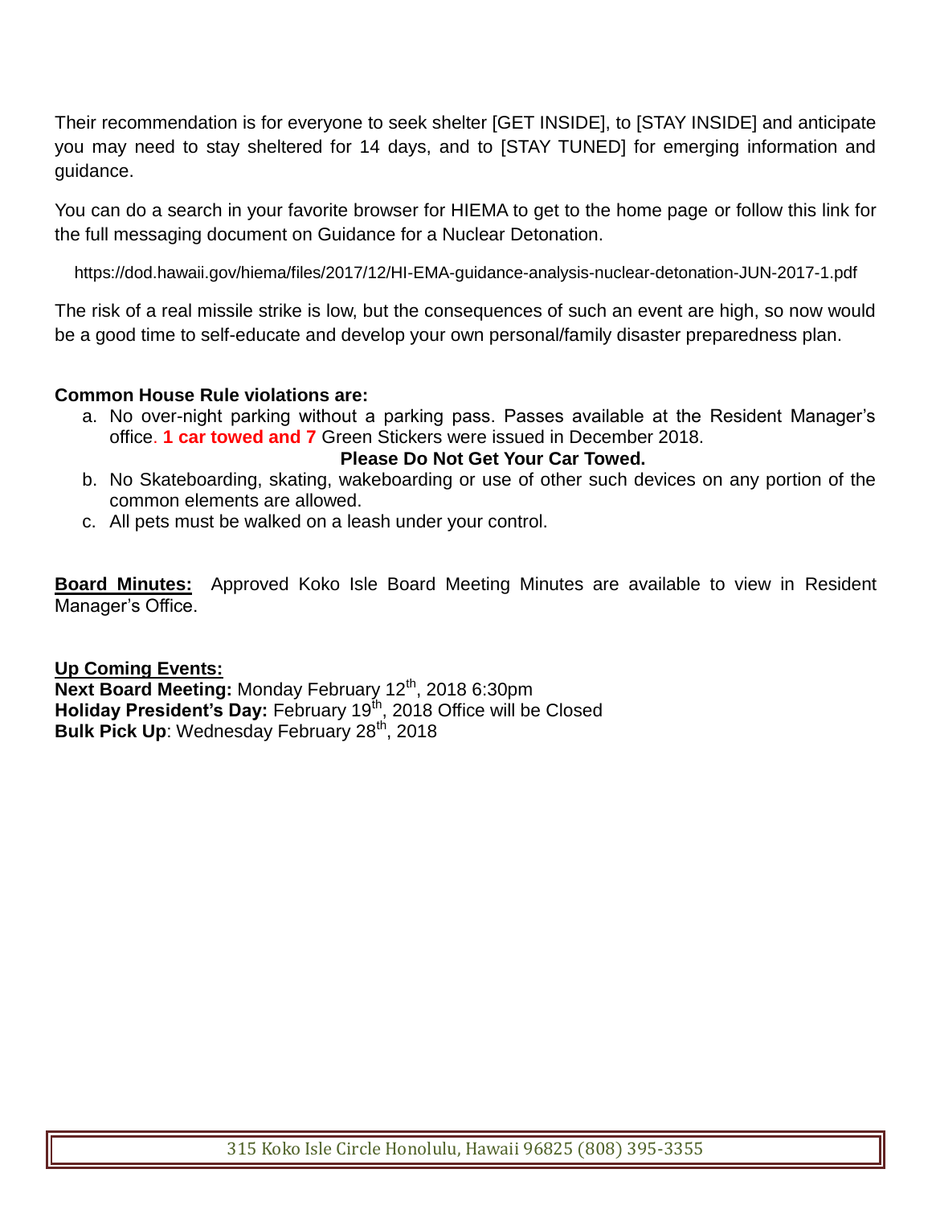Their recommendation is for everyone to seek shelter [GET INSIDE], to [STAY INSIDE] and anticipate you may need to stay sheltered for 14 days, and to [STAY TUNED] for emerging information and guidance.

You can do a search in your favorite browser for HIEMA to get to the home page or follow this link for the full messaging document on Guidance for a Nuclear Detonation.

https://dod.hawaii.gov/hiema/files/2017/12/HI-EMA-guidance-analysis-nuclear-detonation-JUN-2017-1.pdf

The risk of a real missile strike is low, but the consequences of such an event are high, so now would be a good time to self-educate and develop your own personal/family disaster preparedness plan.

**Common House Rule violations are:**

a. No over-night parking without a parking pass. Passes available at the Resident Manager's office. **1 car towed and 7** Green Stickers were issued in December 2018.

   **Please Do Not Get Your Car Towed.**

b. No Skateboarding, skating, wakeboarding or use of other such devices on any portion of the common elements are allowed.

c. All pets must be walked on a leash under your control.

**<u>Board Minutes:</u>** Approved Koko Isle Board Meeting Minutes are available to view in Resident Manager's Office.

**<u>Up Coming Events:</u>**

**Next Board Meeting:** Monday February 12th, 2018 6:30pm
**Holiday President's Day:** February 19th, 2018 Office will be Closed
**Bulk Pick Up**: Wednesday February 28th, 2018

315 Koko Isle Circle Honolulu, Hawaii 96825 (808) 395-3355